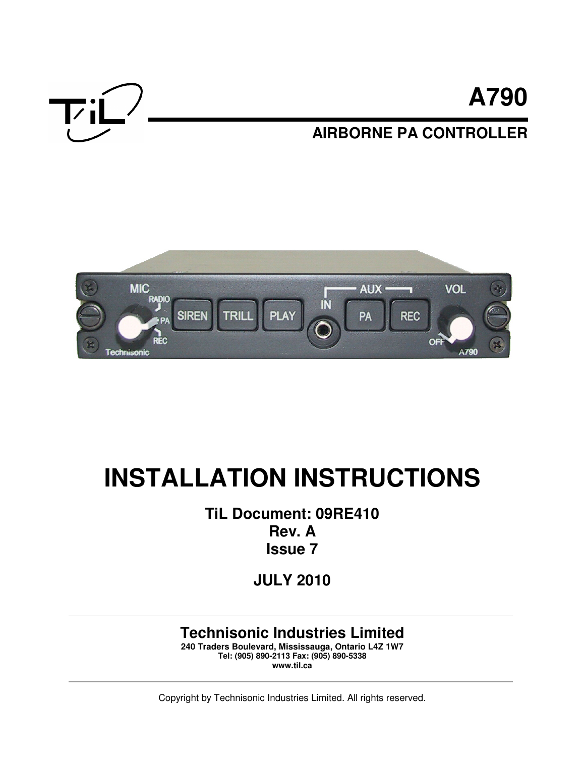# A790

## AIRBORNE PA CONTROLLER

# INSTALLATION INSTRUCTIONS

**TiL Document: 09RE410**
**Rev. A**
**Issue 7**

**JULY 2010**

---

**Technisonic Industries Limited**
**240 Traders Boulevard, Mississauga, Ontario L4Z 1W7**
**Tel: (905) 890-2113 Fax: (905) 890-5338**
**www.til.ca**

---

Copyright by Technisonic Industries Limited. All rights reserved.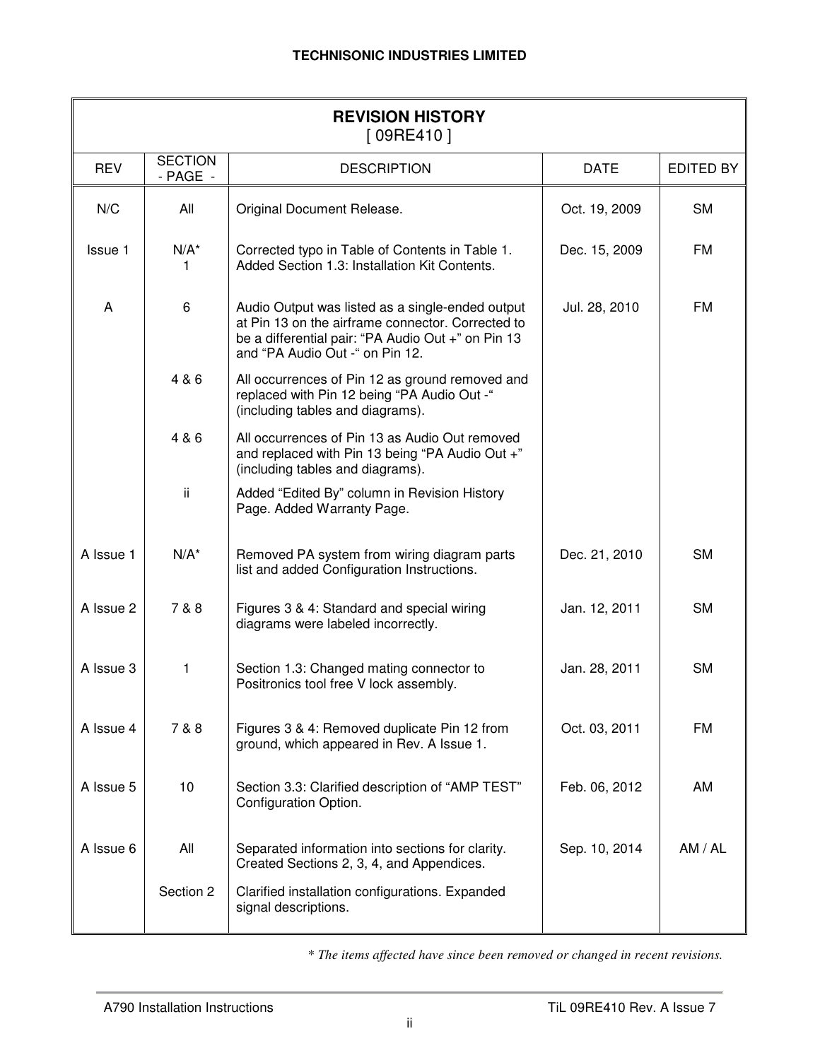## REVISION HISTORY

[ 09RE410 ]

| REV | SECTION - PAGE - | DESCRIPTION | DATE | EDITED BY |
|---|---|---|---|---|
| N/C | All | Original Document Release. | Oct. 19, 2009 | SM |
| Issue 1 | N/A* <br> 1 | Corrected typo in Table of Contents in Table 1. <br> Added Section 1.3: Installation Kit Contents. | Dec. 15, 2009 | FM |
| A | 6 | Audio Output was listed as a single-ended output at Pin 13 on the airframe connector. Corrected to be a differential pair: “PA Audio Out +” on Pin 13 and “PA Audio Out -“ on Pin 12. | Jul. 28, 2010 | FM |
| | 4 & 6 | All occurrences of Pin 12 as ground removed and replaced with Pin 12 being “PA Audio Out -“ (including tables and diagrams). | | |
| | 4 & 6 | All occurrences of Pin 13 as Audio Out removed and replaced with Pin 13 being “PA Audio Out +” (including tables and diagrams). | | |
| | ii | Added “Edited By” column in Revision History Page. Added Warranty Page. | | |
| A Issue 1 | N/A* | Removed PA system from wiring diagram parts list and added Configuration Instructions. | Dec. 21, 2010 | SM |
| A Issue 2 | 7 & 8 | Figures 3 & 4: Standard and special wiring diagrams were labeled incorrectly. | Jan. 12, 2011 | SM |
| A Issue 3 | 1 | Section 1.3: Changed mating connector to Positronics tool free V lock assembly. | Jan. 28, 2011 | SM |
| A Issue 4 | 7 & 8 | Figures 3 & 4: Removed duplicate Pin 12 from ground, which appeared in Rev. A Issue 1. | Oct. 03, 2011 | FM |
| A Issue 5 | 10 | Section 3.3: Clarified description of “AMP TEST” Configuration Option. | Feb. 06, 2012 | AM |
| A Issue 6 | All | Separated information into sections for clarity. Created Sections 2, 3, 4, and Appendices. | Sep. 10, 2014 | AM / AL |
| | Section 2 | Clarified installation configurations. Expanded signal descriptions. | | |

*\* The items affected have since been removed or changed in recent revisions.*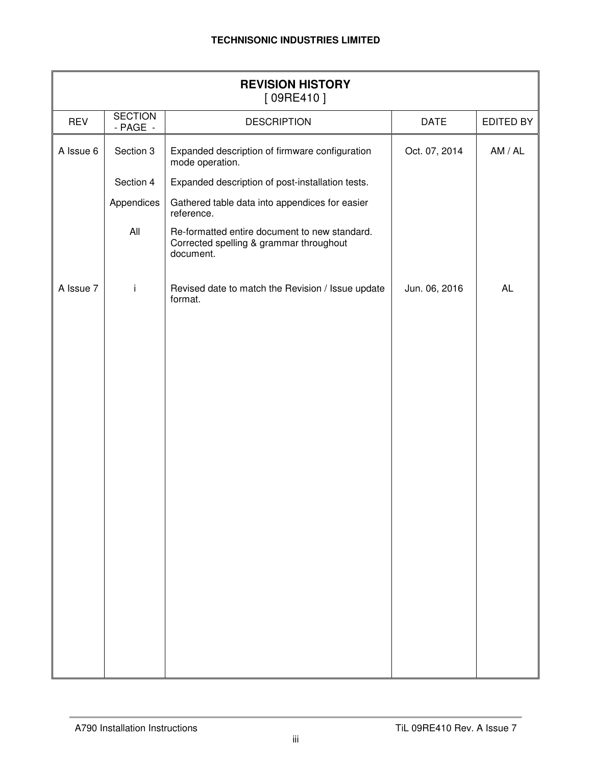## REVISION HISTORY

[ 09RE410 ]

| REV | SECTION - PAGE - | DESCRIPTION | DATE | EDITED BY |
|---|---|---|---|---|
| A Issue 6 | Section 3 | Expanded description of firmware configuration mode operation. | Oct. 07, 2014 | AM / AL |
| | Section 4 | Expanded description of post-installation tests. | | |
| | Appendices | Gathered table data into appendices for easier reference. | | |
| | All | Re-formatted entire document to new standard. Corrected spelling & grammar throughout document. | | |
| A Issue 7 | i | Revised date to match the Revision / Issue update format. | Jun. 06, 2016 | AL |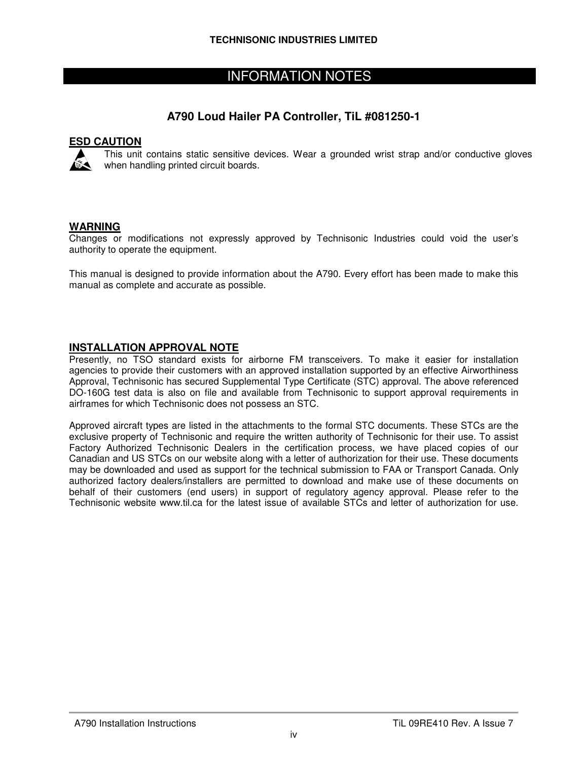# INFORMATION NOTES

## A790 Loud Hailer PA Controller, TiL #081250-1

**ESD CAUTION**

This unit contains static sensitive devices. Wear a grounded wrist strap and/or conductive gloves when handling printed circuit boards.

**WARNING**

Changes or modifications not expressly approved by Technisonic Industries could void the user's authority to operate the equipment.

This manual is designed to provide information about the A790. Every effort has been made to make this manual as complete and accurate as possible.

**INSTALLATION APPROVAL NOTE**

Presently, no TSO standard exists for airborne FM transceivers. To make it easier for installation agencies to provide their customers with an approved installation supported by an effective Airworthiness Approval, Technisonic has secured Supplemental Type Certificate (STC) approval. The above referenced DO-160G test data is also on file and available from Technisonic to support approval requirements in airframes for which Technisonic does not possess an STC.

Approved aircraft types are listed in the attachments to the formal STC documents. These STCs are the exclusive property of Technisonic and require the written authority of Technisonic for their use. To assist Factory Authorized Technisonic Dealers in the certification process, we have placed copies of our Canadian and US STCs on our website along with a letter of authorization for their use. These documents may be downloaded and used as support for the technical submission to FAA or Transport Canada. Only authorized factory dealers/installers are permitted to download and make use of these documents on behalf of their customers (end users) in support of regulatory agency approval. Please refer to the Technisonic website www.til.ca for the latest issue of available STCs and letter of authorization for use.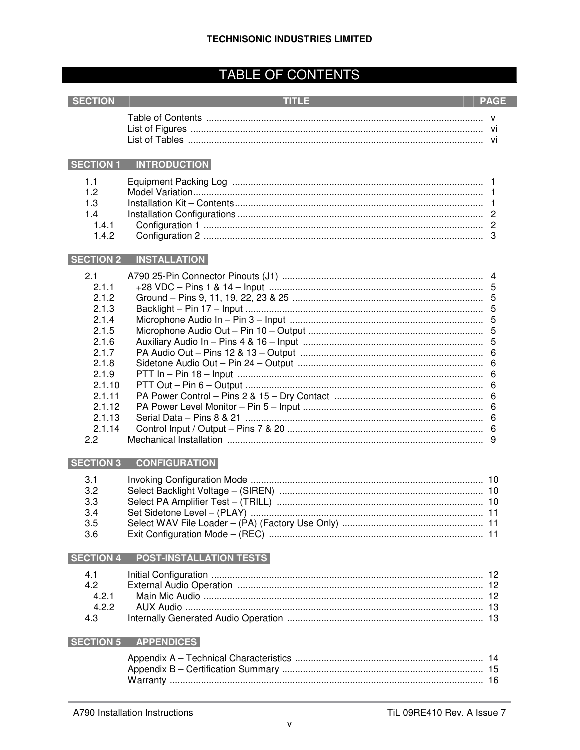# TABLE OF CONTENTS

| SECTION | TITLE | PAGE |
|---|---|---|
| | Table of Contents | v |
| | List of Figures | vi |
| | List of Tables | vi |
| **SECTION 1** | **INTRODUCTION** | |
| 1.1 | Equipment Packing Log | 1 |
| 1.2 | Model Variation | 1 |
| 1.3 | Installation Kit – Contents | 1 |
| 1.4 | Installation Configurations | 2 |
| 1.4.1 | Configuration 1 | 2 |
| 1.4.2 | Configuration 2 | 3 |
| **SECTION 2** | **INSTALLATION** | |
| 2.1 | A790 25-Pin Connector Pinouts (J1) | 4 |
| 2.1.1 | +28 VDC – Pins 1 & 14 – Input | 5 |
| 2.1.2 | Ground – Pins 9, 11, 19, 22, 23 & 25 | 5 |
| 2.1.3 | Backlight – Pin 17 – Input | 5 |
| 2.1.4 | Microphone Audio In – Pin 3 – Input | 5 |
| 2.1.5 | Microphone Audio Out – Pin 10 – Output | 5 |
| 2.1.6 | Auxiliary Audio In – Pins 4 & 16 – Input | 5 |
| 2.1.7 | PA Audio Out – Pins 12 & 13 – Output | 6 |
| 2.1.8 | Sidetone Audio Out – Pin 24 – Output | 6 |
| 2.1.9 | PTT In – Pin 18 – Input | 6 |
| 2.1.10 | PTT Out – Pin 6 – Output | 6 |
| 2.1.11 | PA Power Control – Pins 2 & 15 – Dry Contact | 6 |
| 2.1.12 | PA Power Level Monitor – Pin 5 – Input | 6 |
| 2.1.13 | Serial Data – Pins 8 & 21 | 6 |
| 2.1.14 | Control Input / Output – Pins 7 & 20 | 6 |
| 2.2 | Mechanical Installation | 9 |
| **SECTION 3** | **CONFIGURATION** | |
| 3.1 | Invoking Configuration Mode | 10 |
| 3.2 | Select Backlight Voltage – (SIREN) | 10 |
| 3.3 | Select PA Amplifier Test – (TRILL) | 10 |
| 3.4 | Set Sidetone Level – (PLAY) | 11 |
| 3.5 | Select WAV File Loader – (PA) (Factory Use Only) | 11 |
| 3.6 | Exit Configuration Mode – (REC) | 11 |
| **SECTION 4** | **POST-INSTALLATION TESTS** | |
| 4.1 | Initial Configuration | 12 |
| 4.2 | External Audio Operation | 12 |
| 4.2.1 | Main Mic Audio | 12 |
| 4.2.2 | AUX Audio | 13 |
| 4.3 | Internally Generated Audio Operation | 13 |
| **SECTION 5** | **APPENDICES** | |
| | Appendix A – Technical Characteristics | 14 |
| | Appendix B – Certification Summary | 15 |
| | Warranty | 16 |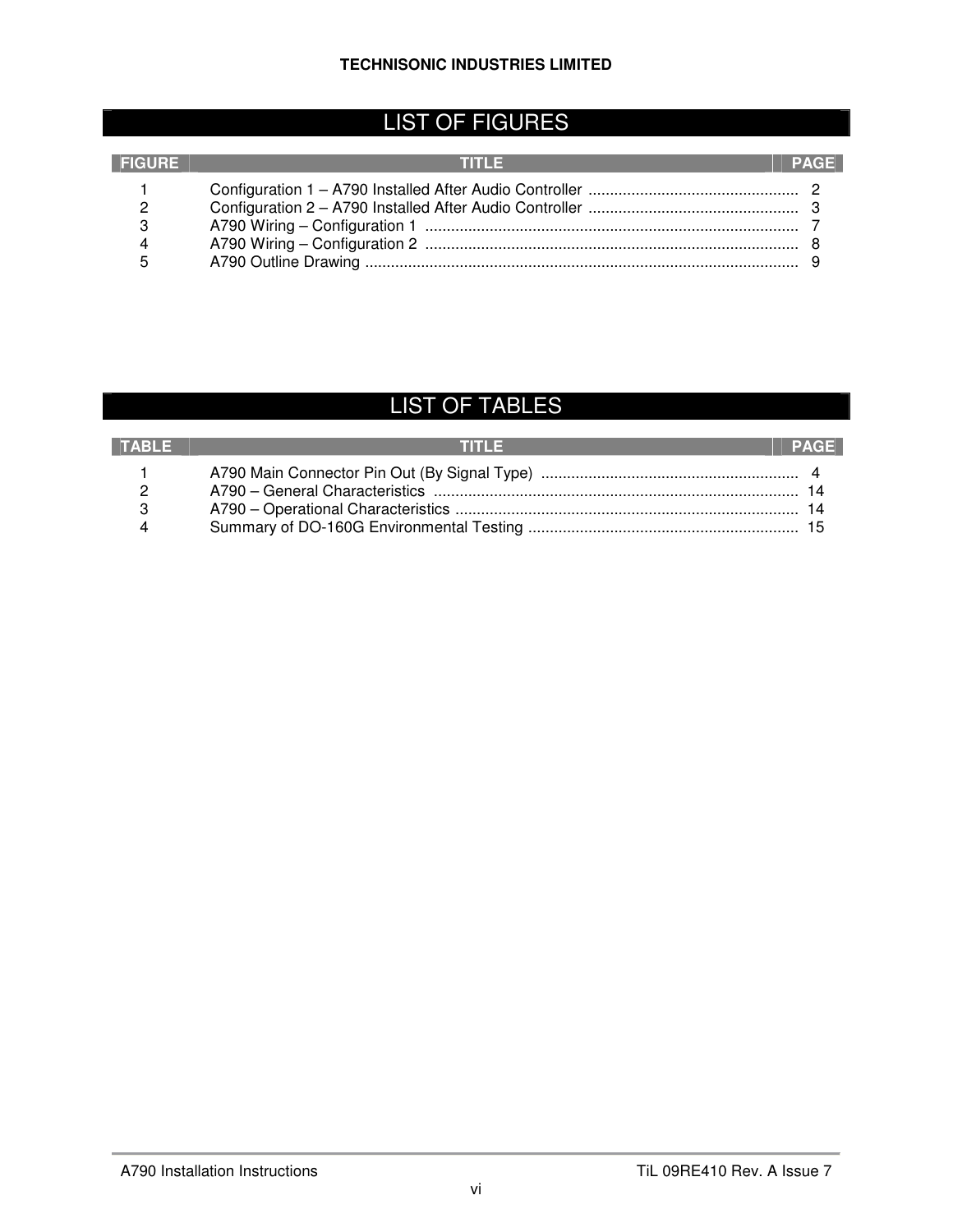# LIST OF FIGURES

| FIGURE | TITLE | PAGE |
|---|---|---|
| 1 | Configuration 1 – A790 Installed After Audio Controller | 2 |
| 2 | Configuration 2 – A790 Installed After Audio Controller | 3 |
| 3 | A790 Wiring – Configuration 1 | 7 |
| 4 | A790 Wiring – Configuration 2 | 8 |
| 5 | A790 Outline Drawing | 9 |

# LIST OF TABLES

| TABLE | TITLE | PAGE |
|---|---|---|
| 1 | A790 Main Connector Pin Out (By Signal Type) | 4 |
| 2 | A790 – General Characteristics | 14 |
| 3 | A790 – Operational Characteristics | 14 |
| 4 | Summary of DO-160G Environmental Testing | 15 |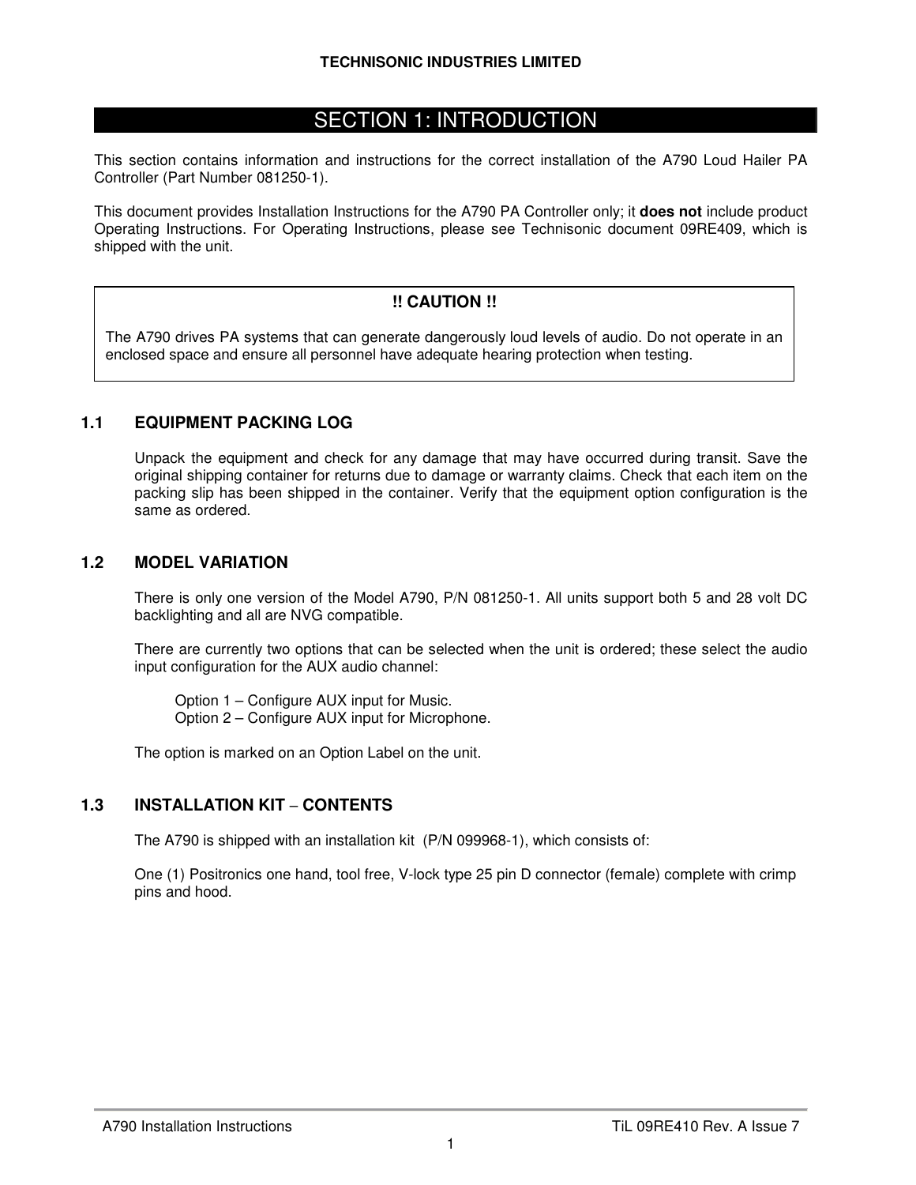# SECTION 1: INTRODUCTION

This section contains information and instructions for the correct installation of the A790 Loud Hailer PA Controller (Part Number 081250-1).

This document provides Installation Instructions for the A790 PA Controller only; it **does not** include product Operating Instructions. For Operating Instructions, please see Technisonic document 09RE409, which is shipped with the unit.

> **!! CAUTION !!**
>
> The A790 drives PA systems that can generate dangerously loud levels of audio. Do not operate in an enclosed space and ensure all personnel have adequate hearing protection when testing.

## 1.1 EQUIPMENT PACKING LOG

Unpack the equipment and check for any damage that may have occurred during transit. Save the original shipping container for returns due to damage or warranty claims. Check that each item on the packing slip has been shipped in the container. Verify that the equipment option configuration is the same as ordered.

## 1.2 MODEL VARIATION

There is only one version of the Model A790, P/N 081250-1. All units support both 5 and 28 volt DC backlighting and all are NVG compatible.

There are currently two options that can be selected when the unit is ordered; these select the audio input configuration for the AUX audio channel:

Option 1 – Configure AUX input for Music.
Option 2 – Configure AUX input for Microphone.

The option is marked on an Option Label on the unit.

## 1.3 INSTALLATION KIT – CONTENTS

The A790 is shipped with an installation kit (P/N 099968-1), which consists of:

One (1) Positronics one hand, tool free, V-lock type 25 pin D connector (female) complete with crimp pins and hood.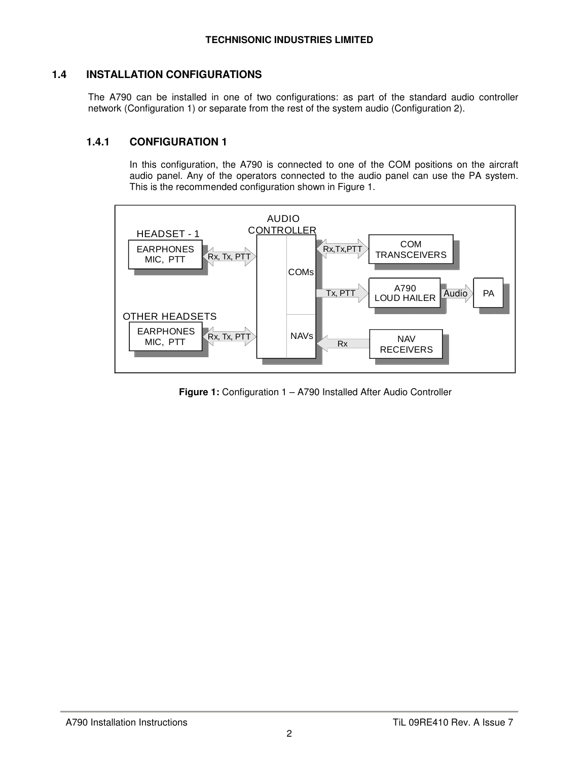## 1.4 INSTALLATION CONFIGURATIONS

The A790 can be installed in one of two configurations: as part of the standard audio controller network (Configuration 1) or separate from the rest of the system audio (Configuration 2).

### 1.4.1 CONFIGURATION 1

In this configuration, the A790 is connected to one of the COM positions on the aircraft audio panel. Any of the operators connected to the audio panel can use the PA system. This is the recommended configuration shown in Figure 1.

**Figure 1:** Configuration 1 – A790 Installed After Audio Controller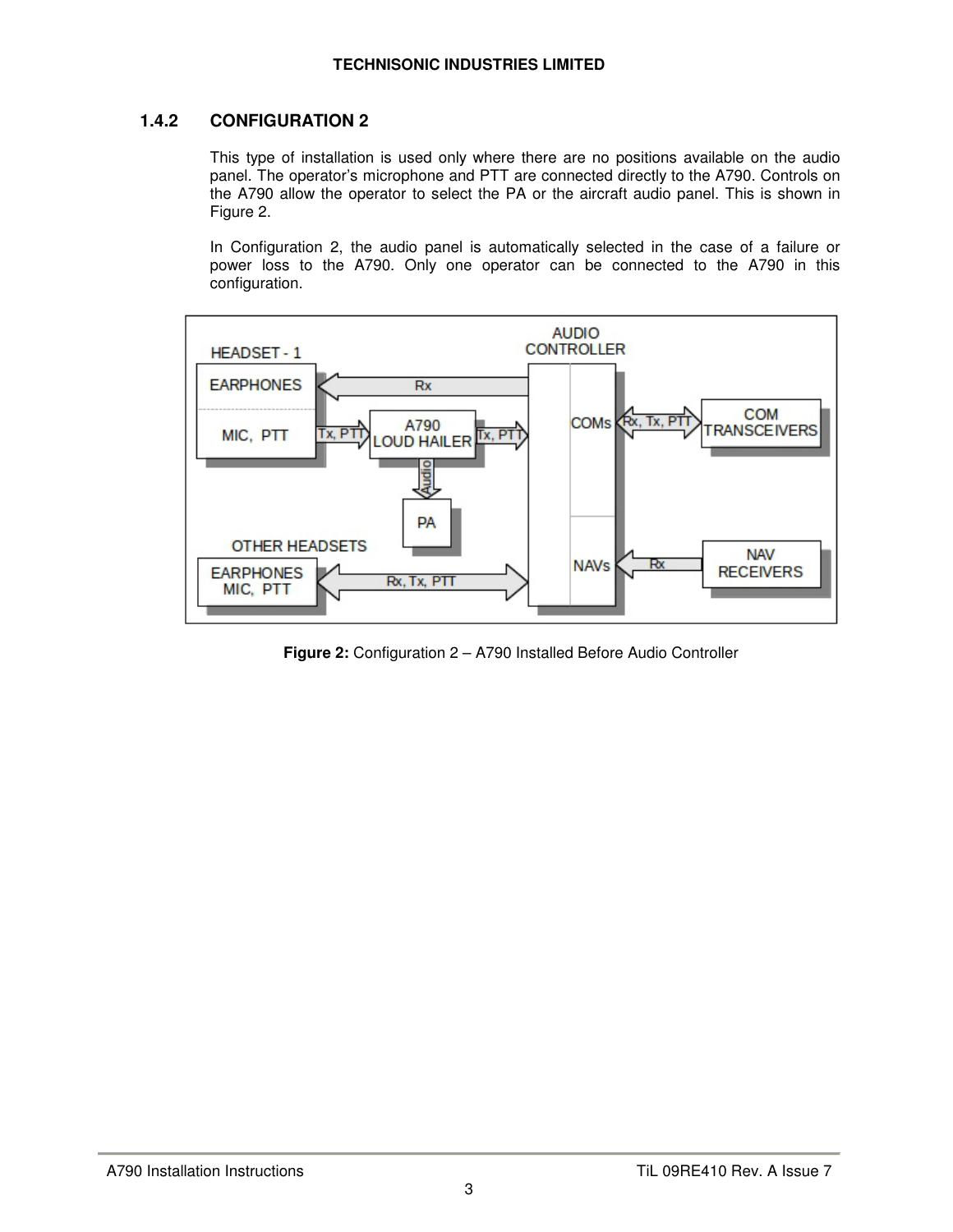### 1.4.2 CONFIGURATION 2

This type of installation is used only where there are no positions available on the audio panel. The operator's microphone and PTT are connected directly to the A790. Controls on the A790 allow the operator to select the PA or the aircraft audio panel. This is shown in Figure 2.

In Configuration 2, the audio panel is automatically selected in the case of a failure or power loss to the A790. Only one operator can be connected to the A790 in this configuration.

Figure 2: Configuration 2 – A790 Installed Before Audio Controller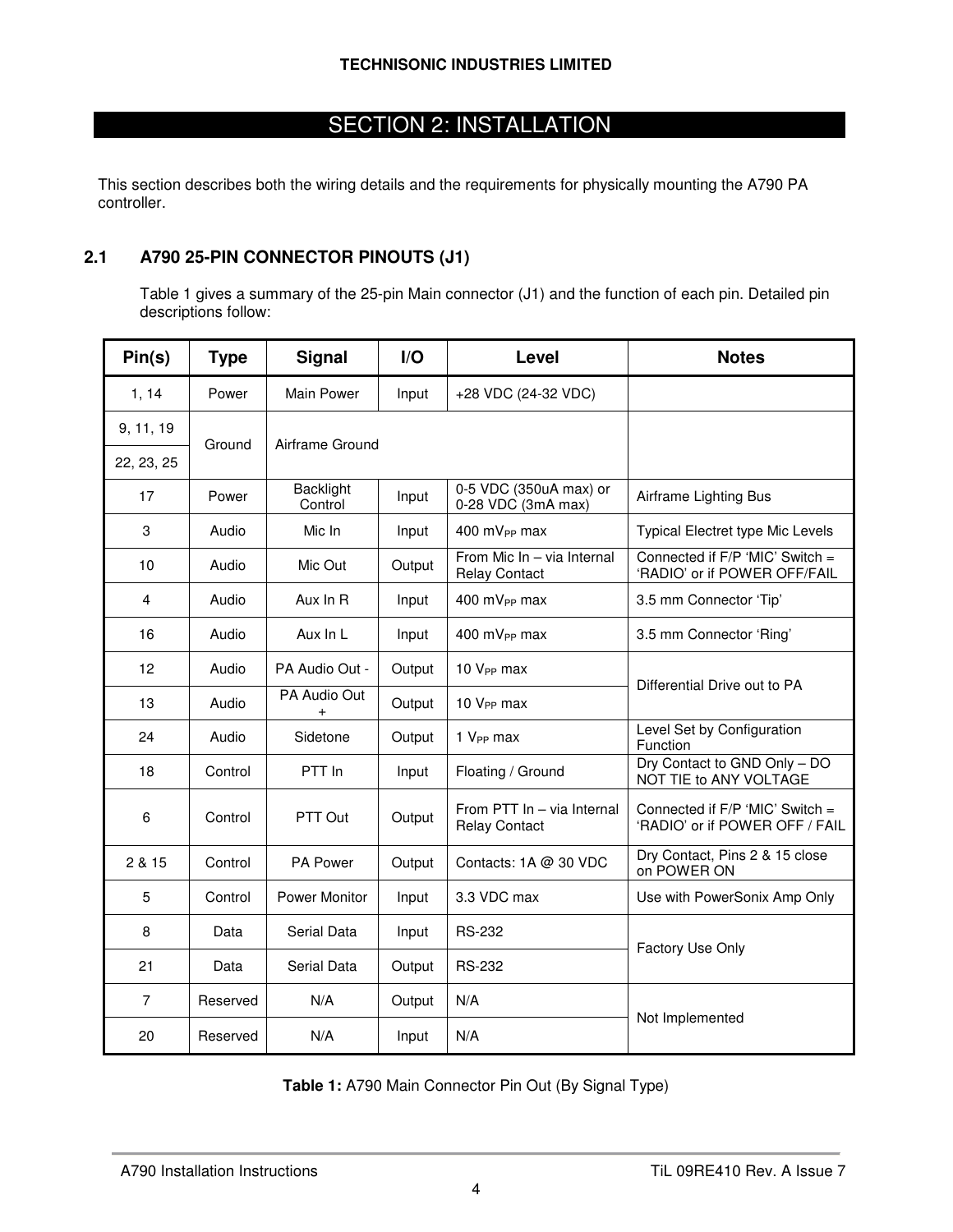# SECTION 2: INSTALLATION

This section describes both the wiring details and the requirements for physically mounting the A790 PA controller.

## 2.1 A790 25-PIN CONNECTOR PINOUTS (J1)

Table 1 gives a summary of the 25-pin Main connector (J1) and the function of each pin. Detailed pin descriptions follow:

| Pin(s) | Type | Signal | I/O | Level | Notes |
|---|---|---|---|---|---|
| 1, 14 | Power | Main Power | Input | +28 VDC (24-32 VDC) | |
| 9, 11, 19 | Ground | Airframe Ground | | | |
| 22, 23, 25 | | | | | |
| 17 | Power | Backlight Control | Input | 0-5 VDC (350uA max) or 0-28 VDC (3mA max) | Airframe Lighting Bus |
| 3 | Audio | Mic In | Input | 400 $mV_{PP}$ max | Typical Electret type Mic Levels |
| 10 | Audio | Mic Out | Output | From Mic In – via Internal Relay Contact | Connected if F/P 'MIC' Switch = 'RADIO' or if POWER OFF/FAIL |
| 4 | Audio | Aux In R | Input | 400 $mV_{PP}$ max | 3.5 mm Connector 'Tip' |
| 16 | Audio | Aux In L | Input | 400 $mV_{PP}$ max | 3.5 mm Connector 'Ring' |
| 12 | Audio | PA Audio Out - | Output | 10 $V_{PP}$ max | Differential Drive out to PA |
| 13 | Audio | PA Audio Out + | Output | 10 $V_{PP}$ max | |
| 24 | Audio | Sidetone | Output | 1 $V_{PP}$ max | Level Set by Configuration Function |
| 18 | Control | PTT In | Input | Floating / Ground | Dry Contact to GND Only – DO NOT TIE to ANY VOLTAGE |
| 6 | Control | PTT Out | Output | From PTT In – via Internal Relay Contact | Connected if F/P 'MIC' Switch = 'RADIO' or if POWER OFF / FAIL |
| 2 & 15 | Control | PA Power | Output | Contacts: 1A @ 30 VDC | Dry Contact, Pins 2 & 15 close on POWER ON |
| 5 | Control | Power Monitor | Input | 3.3 VDC max | Use with PowerSonix Amp Only |
| 8 | Data | Serial Data | Input | RS-232 | Factory Use Only |
| 21 | Data | Serial Data | Output | RS-232 | |
| 7 | Reserved | N/A | Output | N/A | Not Implemented |
| 20 | Reserved | N/A | Input | N/A | |

**Table 1:** A790 Main Connector Pin Out (By Signal Type)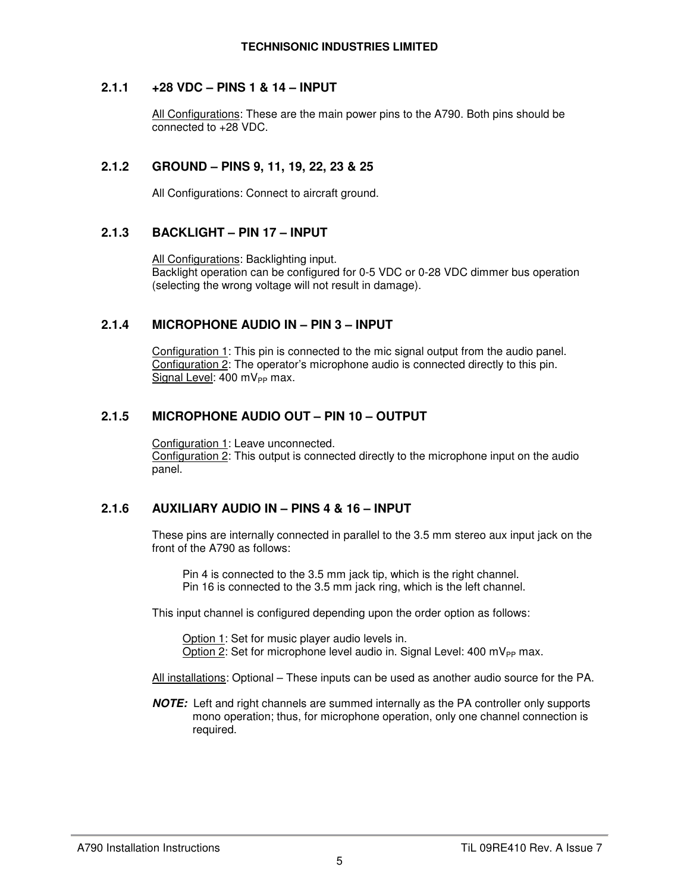### 2.1.1 +28 VDC – PINS 1 & 14 – INPUT

All Configurations: These are the main power pins to the A790. Both pins should be connected to +28 VDC.

### 2.1.2 GROUND – PINS 9, 11, 19, 22, 23 & 25

All Configurations: Connect to aircraft ground.

### 2.1.3 BACKLIGHT – PIN 17 – INPUT

All Configurations: Backlighting input.
Backlight operation can be configured for 0-5 VDC or 0-28 VDC dimmer bus operation (selecting the wrong voltage will not result in damage).

### 2.1.4 MICROPHONE AUDIO IN – PIN 3 – INPUT

Configuration 1: This pin is connected to the mic signal output from the audio panel.
Configuration 2: The operator's microphone audio is connected directly to this pin.
Signal Level: 400 $mV_{PP}$ max.

### 2.1.5 MICROPHONE AUDIO OUT – PIN 10 – OUTPUT

Configuration 1: Leave unconnected.
Configuration 2: This output is connected directly to the microphone input on the audio panel.

### 2.1.6 AUXILIARY AUDIO IN – PINS 4 & 16 – INPUT

These pins are internally connected in parallel to the 3.5 mm stereo aux input jack on the front of the A790 as follows:

Pin 4 is connected to the 3.5 mm jack tip, which is the right channel.
Pin 16 is connected to the 3.5 mm jack ring, which is the left channel.

This input channel is configured depending upon the order option as follows:

Option 1: Set for music player audio levels in.
Option 2: Set for microphone level audio in. Signal Level: 400 $mV_{PP}$ max.

All installations: Optional – These inputs can be used as another audio source for the PA.

***NOTE:*** Left and right channels are summed internally as the PA controller only supports mono operation; thus, for microphone operation, only one channel connection is required.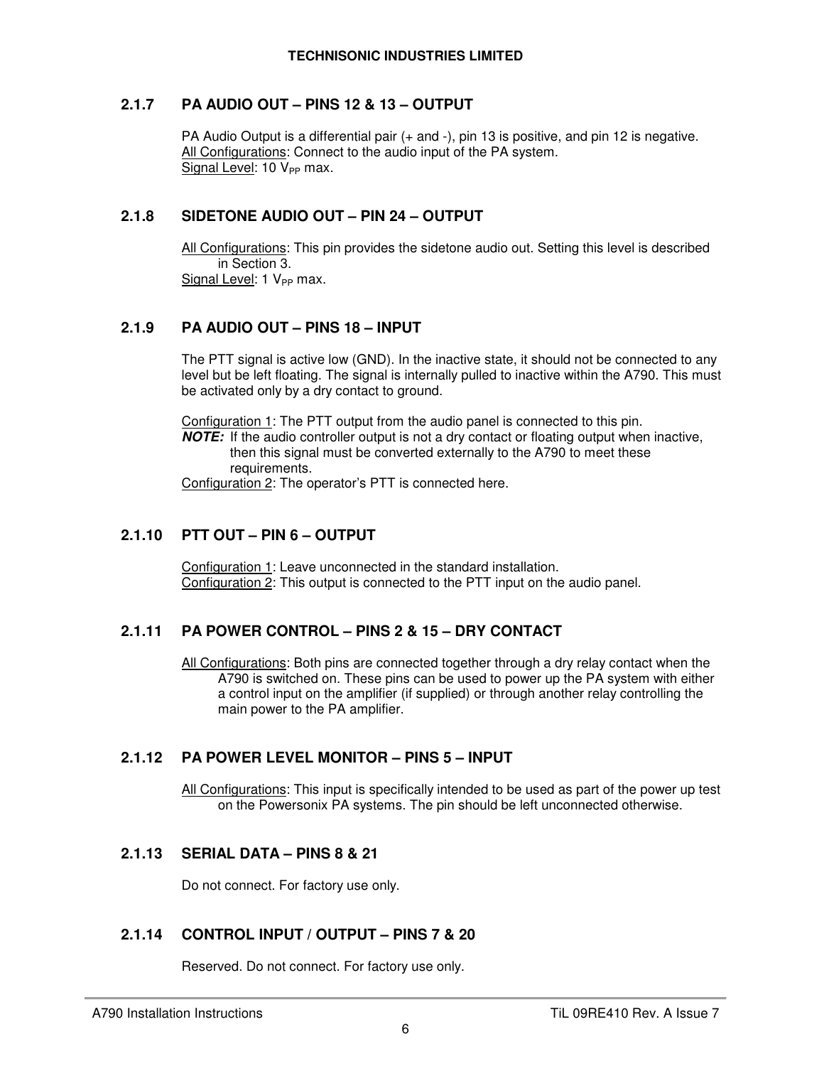### 2.1.7 PA AUDIO OUT – PINS 12 & 13 – OUTPUT

PA Audio Output is a differential pair (+ and -), pin 13 is positive, and pin 12 is negative.
All Configurations: Connect to the audio input of the PA system.
Signal Level: 10 $V_{PP}$ max.

### 2.1.8 SIDETONE AUDIO OUT – PIN 24 – OUTPUT

All Configurations: This pin provides the sidetone audio out. Setting this level is described in Section 3.
Signal Level: 1 $V_{PP}$ max.

### 2.1.9 PA AUDIO OUT – PINS 18 – INPUT

The PTT signal is active low (GND). In the inactive state, it should not be connected to any level but be left floating. The signal is internally pulled to inactive within the A790. This must be activated only by a dry contact to ground.

Configuration 1: The PTT output from the audio panel is connected to this pin.
***NOTE:*** If the audio controller output is not a dry contact or floating output when inactive, then this signal must be converted externally to the A790 to meet these requirements.
Configuration 2: The operator's PTT is connected here.

### 2.1.10 PTT OUT – PIN 6 – OUTPUT

Configuration 1: Leave unconnected in the standard installation.
Configuration 2: This output is connected to the PTT input on the audio panel.

### 2.1.11 PA POWER CONTROL – PINS 2 & 15 – DRY CONTACT

All Configurations: Both pins are connected together through a dry relay contact when the A790 is switched on. These pins can be used to power up the PA system with either a control input on the amplifier (if supplied) or through another relay controlling the main power to the PA amplifier.

### 2.1.12 PA POWER LEVEL MONITOR – PINS 5 – INPUT

All Configurations: This input is specifically intended to be used as part of the power up test on the Powersonix PA systems. The pin should be left unconnected otherwise.

### 2.1.13 SERIAL DATA – PINS 8 & 21

Do not connect. For factory use only.

### 2.1.14 CONTROL INPUT / OUTPUT – PINS 7 & 20

Reserved. Do not connect. For factory use only.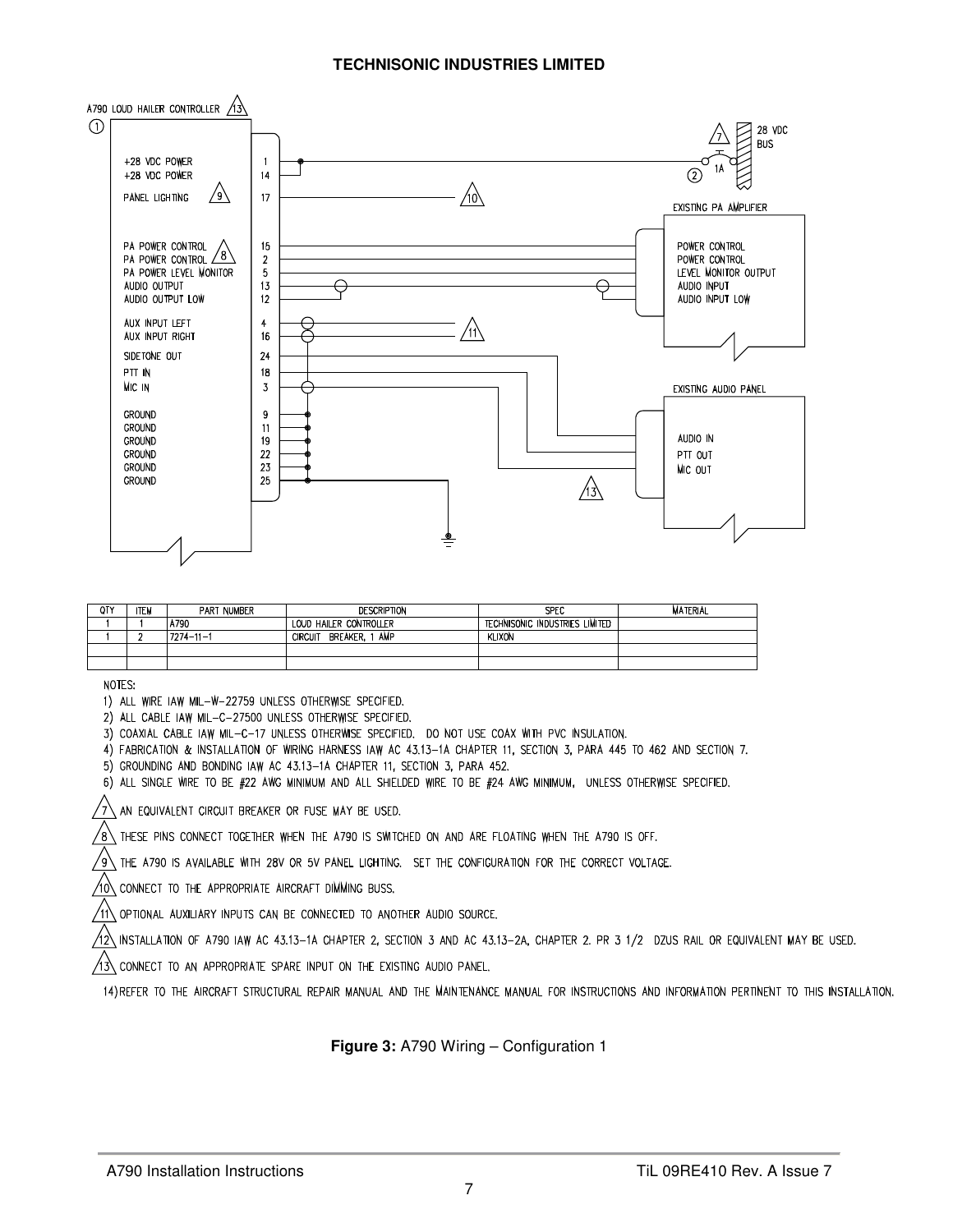A790 LOUD HAILER CONTROLLER

| Signal | Pin | Connection |
|---|---|---|
| +28 VDC POWER | 1 | 28 VDC BUS via 1A circuit breaker (2) |
| +28 VDC POWER | 14 | 28 VDC BUS via 1A circuit breaker (2) |
| PANEL LIGHTING | 17 | Aircraft dimming buss (note 10) |
| PA POWER CONTROL | 15 | Existing PA Amplifier – POWER CONTROL |
| PA POWER CONTROL | 2 | Existing PA Amplifier – POWER CONTROL |
| PA POWER LEVEL MONITOR | 5 | Existing PA Amplifier – LEVEL MONITOR OUTPUT |
| AUDIO OUTPUT | 13 | Existing PA Amplifier – AUDIO INPUT |
| AUDIO OUTPUT LOW | 12 | Existing PA Amplifier – AUDIO INPUT LOW |
| AUX INPUT LEFT | 4 | Optional auxiliary input (note 11) |
| AUX INPUT RIGHT | 16 | Optional auxiliary input (note 11) |
| SIDETONE OUT | 24 | Existing Audio Panel – AUDIO IN |
| PTT IN | 18 | Existing Audio Panel – PTT OUT |
| MIC IN | 3 | Existing Audio Panel – MIC OUT |
| GROUND | 9 | Ground |
| GROUND | 11 | Ground |
| GROUND | 19 | Ground |
| GROUND | 22 | Ground |
| GROUND | 23 | Ground |
| GROUND | 25 | Ground |

| QTY | ITEM | PART NUMBER | DESCRIPTION | SPEC | MATERIAL |
|---|---|---|---|---|---|
| 1 | 1 | A790 | LOUD HAILER CONTROLLER | TECHNISONIC INDUSTRIES LIMITED | |
| 1 | 2 | 7274-11-1 | CIRCUIT BREAKER, 1 AMP | KLIXON | |
| | | | | | |
| | | | | | |

NOTES:

1) ALL WIRE IAW MIL-W-22759 UNLESS OTHERWISE SPECIFIED.
2) ALL CABLE IAW MIL-C-27500 UNLESS OTHERWISE SPECIFIED.
3) COAXIAL CABLE IAW MIL-C-17 UNLESS OTHERWISE SPECIFIED. DO NOT USE COAX WITH PVC INSULATION.
4) FABRICATION & INSTALLATION OF WIRING HARNESS IAW AC 43.13-1A CHAPTER 11, SECTION 3, PARA 445 TO 462 AND SECTION 7.
5) GROUNDING AND BONDING IAW AC 43.13-1A CHAPTER 11, SECTION 3, PARA 452.
6) ALL SINGLE WIRE TO BE #22 AWG MINIMUM AND ALL SHIELDED WIRE TO BE #24 AWG MINIMUM, UNLESS OTHERWISE SPECIFIED.

7) AN EQUIVALENT CIRCUIT BREAKER OR FUSE MAY BE USED.
8) THESE PINS CONNECT TOGETHER WHEN THE A790 IS SWITCHED ON AND ARE FLOATING WHEN THE A790 IS OFF.
9) THE A790 IS AVAILABLE WITH 28V OR 5V PANEL LIGHTING. SET THE CONFIGURATION FOR THE CORRECT VOLTAGE.
10) CONNECT TO THE APPROPRIATE AIRCRAFT DIMMING BUSS.
11) OPTIONAL AUXILIARY INPUTS CAN BE CONNECTED TO ANOTHER AUDIO SOURCE.
12) INSTALLATION OF A790 IAW AC 43.13-1A CHAPTER 2, SECTION 3 AND AC 43.13-2A, CHAPTER 2. PR 3 1/2 DZUS RAIL OR EQUIVALENT MAY BE USED.
13) CONNECT TO AN APPROPRIATE SPARE INPUT ON THE EXISTING AUDIO PANEL.
14) REFER TO THE AIRCRAFT STRUCTURAL REPAIR MANUAL AND THE MAINTENANCE MANUAL FOR INSTRUCTIONS AND INFORMATION PERTINENT TO THIS INSTALLATION.

**Figure 3:** A790 Wiring – Configuration 1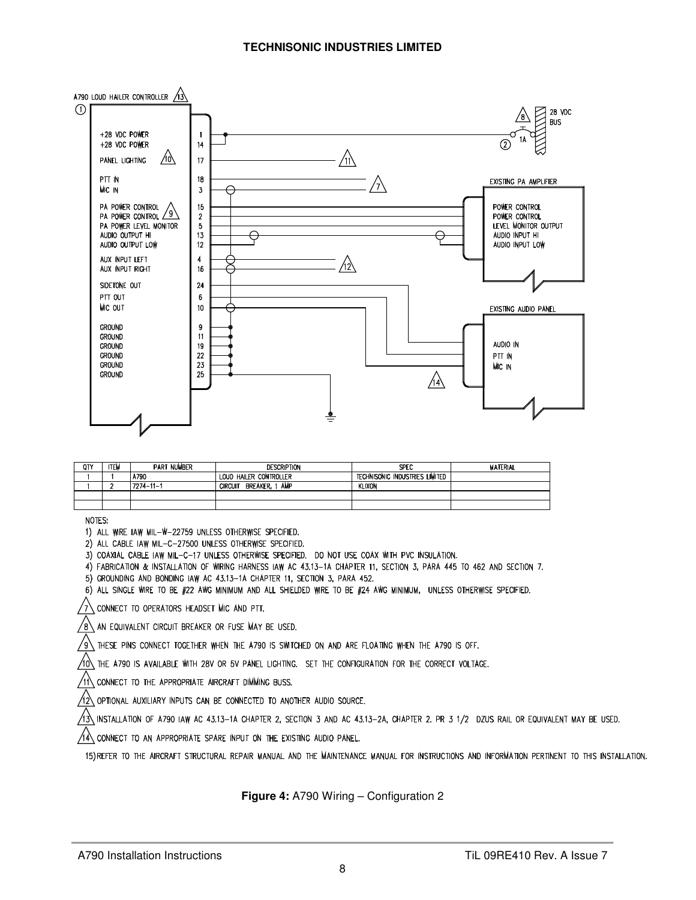A790 LOUD HAILER CONTROLLER 13

| QTY | ITEM | PART NUMBER | DESCRIPTION | SPEC | MATERIAL |
|---|---|---|---|---|---|
| 1 | 1 | A790 | LOUD HAILER CONTROLLER | TECHNISONIC INDUSTRIES LIMITED | |
| 1 | 2 | 7274-11-1 | CIRCUIT BREAKER, 1 AMP | KLIXON | |
| | | | | | |
| | | | | | |

NOTES:

1) ALL WIRE IAW MIL-W-22759 UNLESS OTHERWISE SPECIFIED.
2) ALL CABLE IAW MIL-C-27500 UNLESS OTHERWISE SPECIFIED.
3) COAXIAL CABLE IAW MIL-C-17 UNLESS OTHERWISE SPECIFIED. DO NOT USE COAX WITH PVC INSULATION.
4) FABRICATION & INSTALLATION OF WIRING HARNESS IAW AC 43.13-1A CHAPTER 11, SECTION 3, PARA 445 TO 462 AND SECTION 7.
5) GROUNDING AND BONDING IAW AC 43.13-1A CHAPTER 11, SECTION 3, PARA 452.
6) ALL SINGLE WIRE TO BE #22 AWG MINIMUM AND ALL SHIELDED WIRE TO BE #24 AWG MINIMUM, UNLESS OTHERWISE SPECIFIED.

7. CONNECT TO OPERATORS HEADSET MIC AND PTT.
8. AN EQUIVALENT CIRCUIT BREAKER OR FUSE MAY BE USED.
9. THESE PINS CONNECT TOGETHER WHEN THE A790 IS SWITCHED ON AND ARE FLOATING WHEN THE A790 IS OFF.
10. THE A790 IS AVAILABLE WITH 28V OR 5V PANEL LIGHTING. SET THE CONFIGURATION FOR THE CORRECT VOLTAGE.
11. CONNECT TO THE APPROPRIATE AIRCRAFT DIMMING BUSS.
12. OPTIONAL AUXILIARY INPUTS CAN BE CONNECTED TO ANOTHER AUDIO SOURCE.
13. INSTALLATION OF A790 IAW AC 43.13-1A CHAPTER 2, SECTION 3 AND AC 43.13-2A, CHAPTER 2. PR 3 1/2 DZUS RAIL OR EQUIVALENT MAY BE USED.
14. CONNECT TO AN APPROPRIATE SPARE INPUT ON THE EXISTING AUDIO PANEL.

15) REFER TO THE AIRCRAFT STRUCTURAL REPAIR MANUAL AND THE MAINTENANCE MANUAL FOR INSTRUCTIONS AND INFORMATION PERTINENT TO THIS INSTALLATION.

**Figure 4:** A790 Wiring – Configuration 2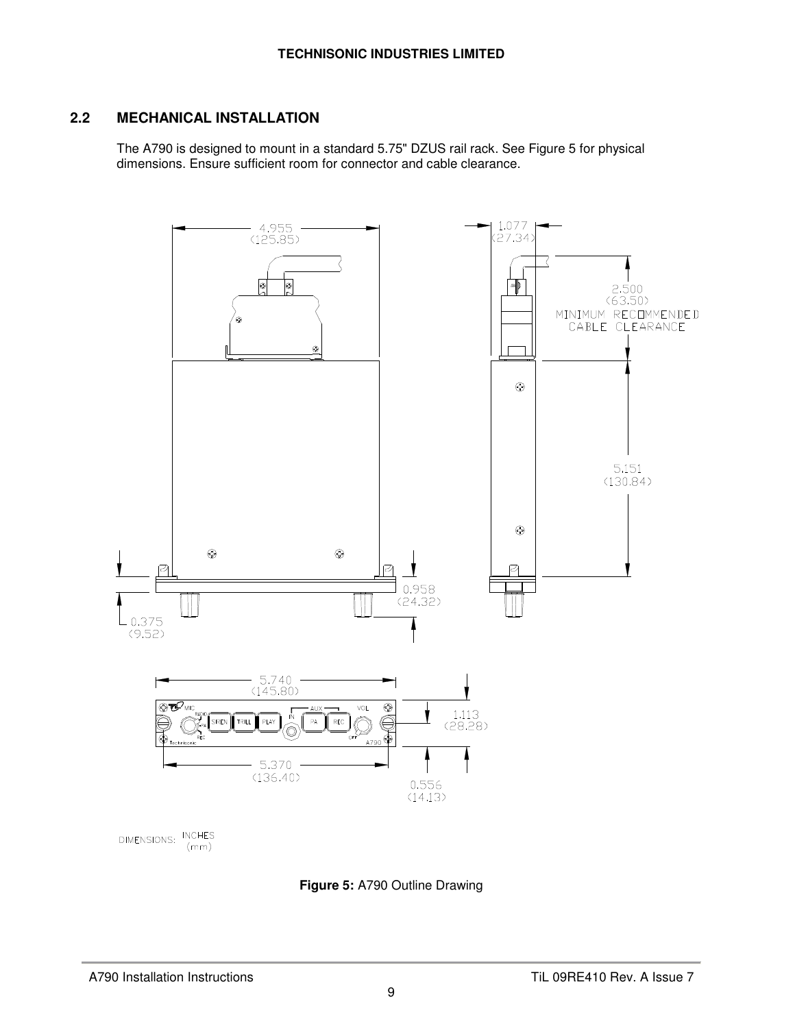## 2.2 MECHANICAL INSTALLATION

The A790 is designed to mount in a standard 5.75" DZUS rail rack. See Figure 5 for physical dimensions. Ensure sufficient room for connector and cable clearance.

**Figure 5:** A790 Outline Drawing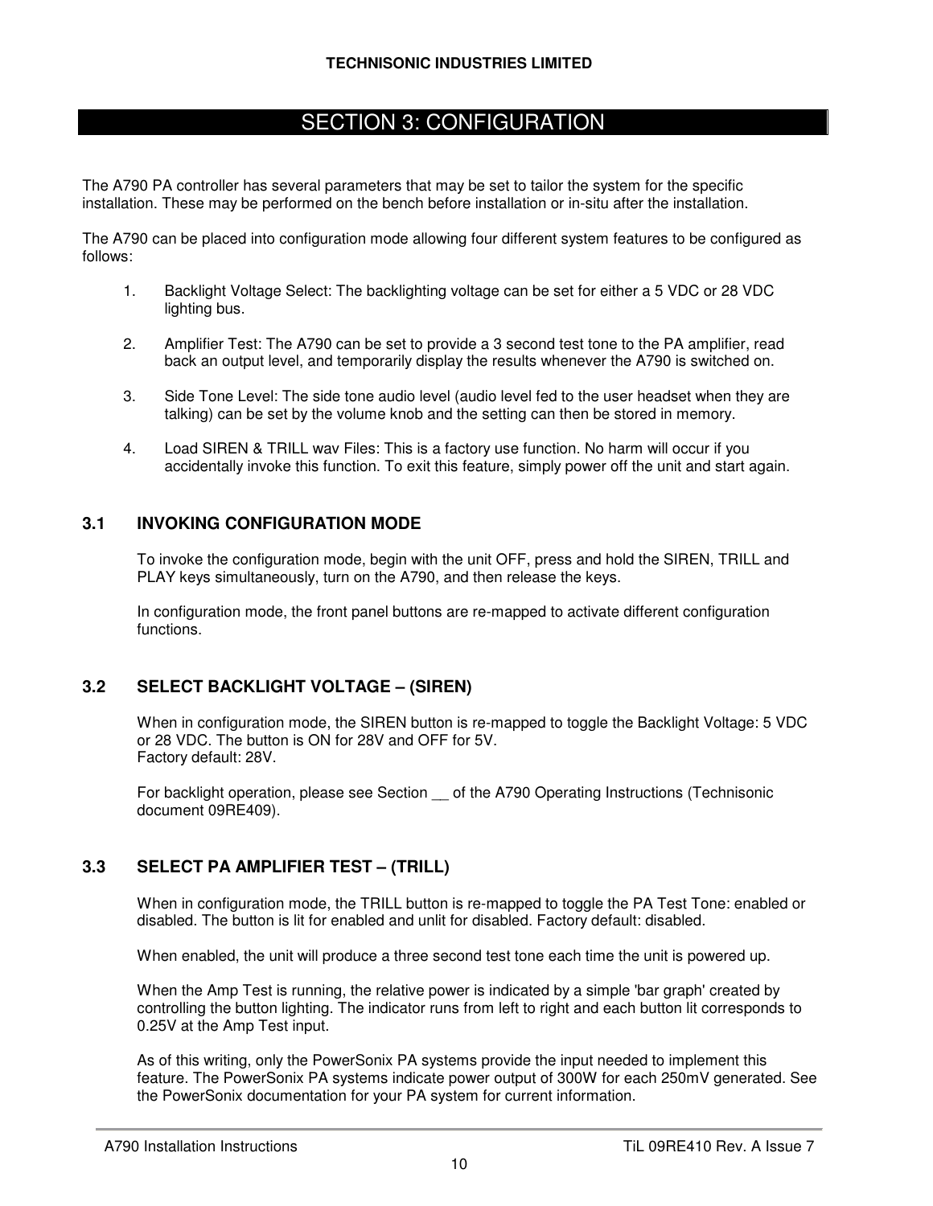# SECTION 3: CONFIGURATION

The A790 PA controller has several parameters that may be set to tailor the system for the specific installation. These may be performed on the bench before installation or in-situ after the installation.

The A790 can be placed into configuration mode allowing four different system features to be configured as follows:

1. Backlight Voltage Select: The backlighting voltage can be set for either a 5 VDC or 28 VDC lighting bus.

2. Amplifier Test: The A790 can be set to provide a 3 second test tone to the PA amplifier, read back an output level, and temporarily display the results whenever the A790 is switched on.

3. Side Tone Level: The side tone audio level (audio level fed to the user headset when they are talking) can be set by the volume knob and the setting can then be stored in memory.

4. Load SIREN & TRILL wav Files: This is a factory use function. No harm will occur if you accidentally invoke this function. To exit this feature, simply power off the unit and start again.

## 3.1 INVOKING CONFIGURATION MODE

To invoke the configuration mode, begin with the unit OFF, press and hold the SIREN, TRILL and PLAY keys simultaneously, turn on the A790, and then release the keys.

In configuration mode, the front panel buttons are re-mapped to activate different configuration functions.

## 3.2 SELECT BACKLIGHT VOLTAGE – (SIREN)

When in configuration mode, the SIREN button is re-mapped to toggle the Backlight Voltage: 5 VDC or 28 VDC. The button is ON for 28V and OFF for 5V.
Factory default: 28V.

For backlight operation, please see Section __ of the A790 Operating Instructions (Technisonic document 09RE409).

## 3.3 SELECT PA AMPLIFIER TEST – (TRILL)

When in configuration mode, the TRILL button is re-mapped to toggle the PA Test Tone: enabled or disabled. The button is lit for enabled and unlit for disabled. Factory default: disabled.

When enabled, the unit will produce a three second test tone each time the unit is powered up.

When the Amp Test is running, the relative power is indicated by a simple 'bar graph' created by controlling the button lighting. The indicator runs from left to right and each button lit corresponds to 0.25V at the Amp Test input.

As of this writing, only the PowerSonix PA systems provide the input needed to implement this feature. The PowerSonix PA systems indicate power output of 300W for each 250mV generated. See the PowerSonix documentation for your PA system for current information.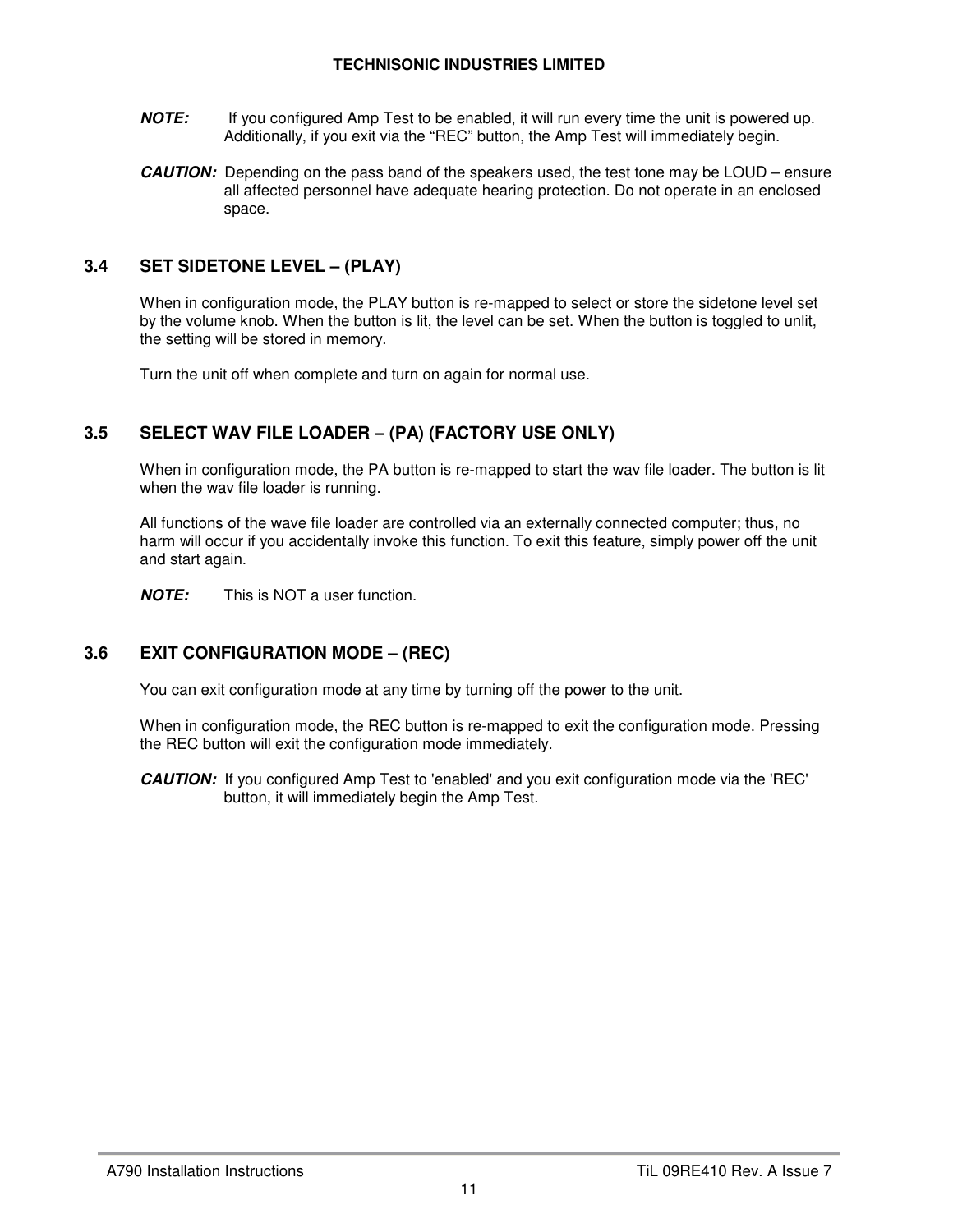**NOTE:** If you configured Amp Test to be enabled, it will run every time the unit is powered up. Additionally, if you exit via the “REC” button, the Amp Test will immediately begin.

**CAUTION:** Depending on the pass band of the speakers used, the test tone may be LOUD – ensure all affected personnel have adequate hearing protection. Do not operate in an enclosed space.

### 3.4 SET SIDETONE LEVEL – (PLAY)

When in configuration mode, the PLAY button is re-mapped to select or store the sidetone level set by the volume knob. When the button is lit, the level can be set. When the button is toggled to unlit, the setting will be stored in memory.

Turn the unit off when complete and turn on again for normal use.

### 3.5 SELECT WAV FILE LOADER – (PA) (FACTORY USE ONLY)

When in configuration mode, the PA button is re-mapped to start the wav file loader. The button is lit when the wav file loader is running.

All functions of the wave file loader are controlled via an externally connected computer; thus, no harm will occur if you accidentally invoke this function. To exit this feature, simply power off the unit and start again.

**NOTE:** This is NOT a user function.

### 3.6 EXIT CONFIGURATION MODE – (REC)

You can exit configuration mode at any time by turning off the power to the unit.

When in configuration mode, the REC button is re-mapped to exit the configuration mode. Pressing the REC button will exit the configuration mode immediately.

**CAUTION:** If you configured Amp Test to 'enabled' and you exit configuration mode via the 'REC' button, it will immediately begin the Amp Test.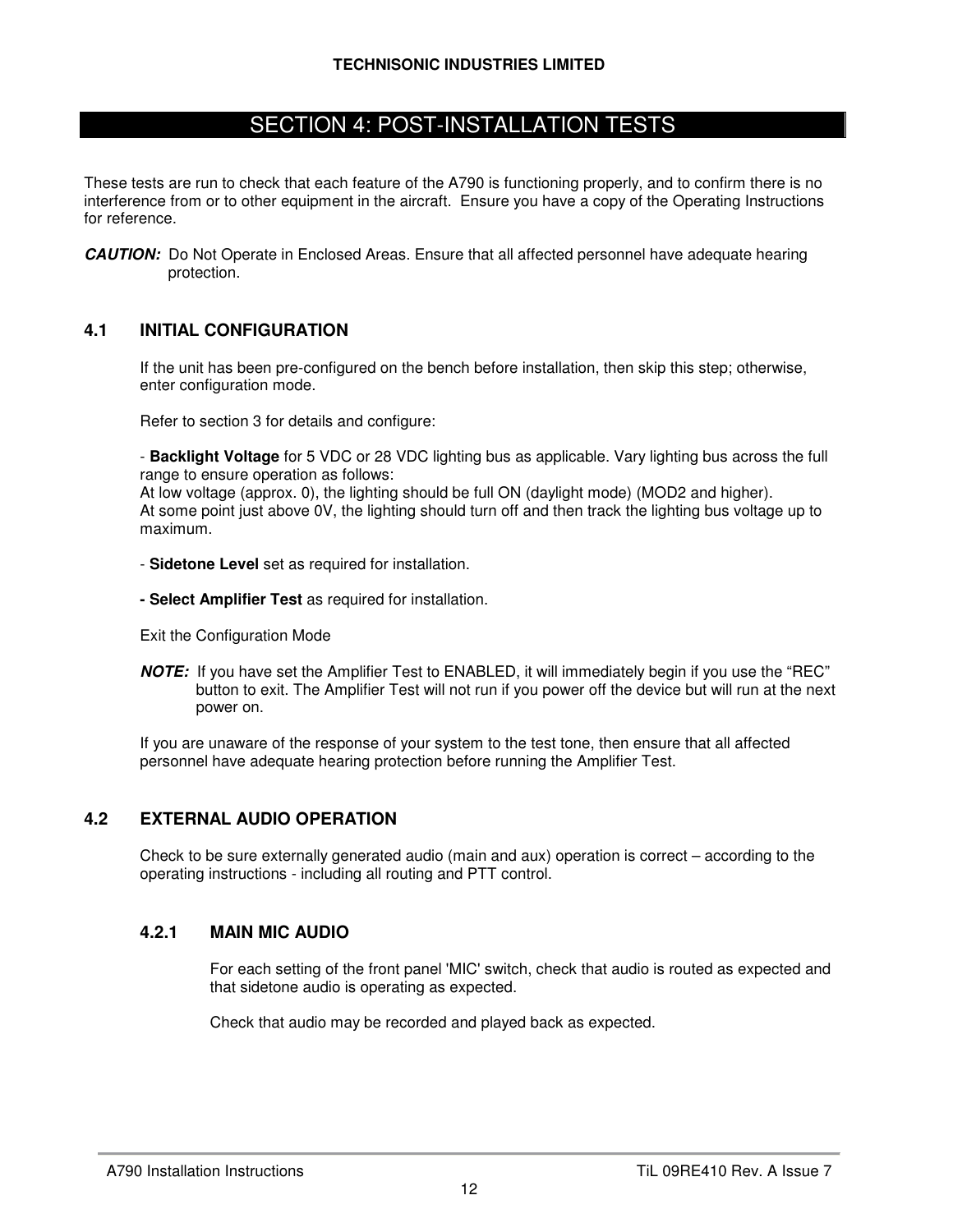# SECTION 4: POST-INSTALLATION TESTS

These tests are run to check that each feature of the A790 is functioning properly, and to confirm there is no interference from or to other equipment in the aircraft. Ensure you have a copy of the Operating Instructions for reference.

***CAUTION:*** Do Not Operate in Enclosed Areas. Ensure that all affected personnel have adequate hearing protection.

## 4.1 INITIAL CONFIGURATION

If the unit has been pre-configured on the bench before installation, then skip this step; otherwise, enter configuration mode.

Refer to section 3 for details and configure:

- **Backlight Voltage** for 5 VDC or 28 VDC lighting bus as applicable. Vary lighting bus across the full range to ensure operation as follows:
At low voltage (approx. 0), the lighting should be full ON (daylight mode) (MOD2 and higher).
At some point just above 0V, the lighting should turn off and then track the lighting bus voltage up to maximum.

- **Sidetone Level** set as required for installation.

- **Select Amplifier Test** as required for installation.

Exit the Configuration Mode

***NOTE:*** If you have set the Amplifier Test to ENABLED, it will immediately begin if you use the "REC" button to exit. The Amplifier Test will not run if you power off the device but will run at the next power on.

If you are unaware of the response of your system to the test tone, then ensure that all affected personnel have adequate hearing protection before running the Amplifier Test.

## 4.2 EXTERNAL AUDIO OPERATION

Check to be sure externally generated audio (main and aux) operation is correct – according to the operating instructions - including all routing and PTT control.

### 4.2.1 MAIN MIC AUDIO

For each setting of the front panel 'MIC' switch, check that audio is routed as expected and that sidetone audio is operating as expected.

Check that audio may be recorded and played back as expected.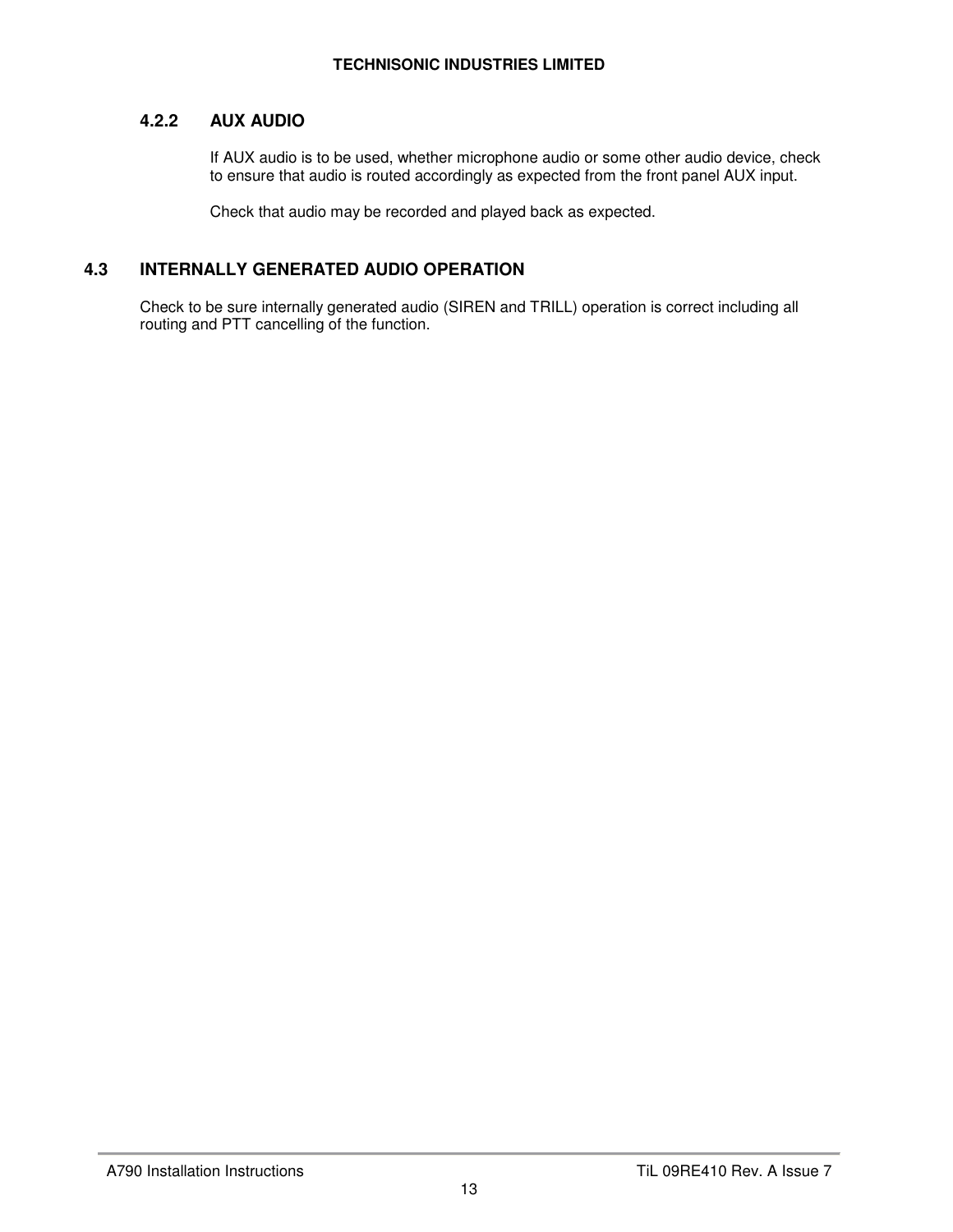### 4.2.2 AUX AUDIO

If AUX audio is to be used, whether microphone audio or some other audio device, check to ensure that audio is routed accordingly as expected from the front panel AUX input.

Check that audio may be recorded and played back as expected.

## 4.3 INTERNALLY GENERATED AUDIO OPERATION

Check to be sure internally generated audio (SIREN and TRILL) operation is correct including all routing and PTT cancelling of the function.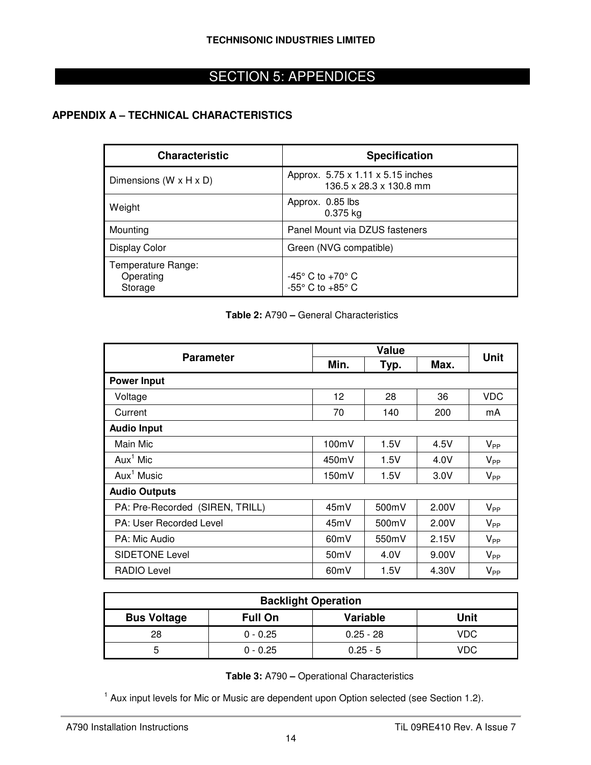# SECTION 5: APPENDICES

## APPENDIX A – TECHNICAL CHARACTERISTICS

| Characteristic | Specification |
|---|---|
| Dimensions (W x H x D) | Approx. 5.75 x 1.11 x 5.15 inches<br>136.5 x 28.3 x 130.8 mm |
| Weight | Approx. 0.85 lbs<br>0.375 kg |
| Mounting | Panel Mount via DZUS fasteners |
| Display Color | Green (NVG compatible) |
| Temperature Range:<br>Operating<br>Storage | <br>-45° C to +70° C<br>-55° C to +85° C |

**Table 2:** A790 – General Characteristics

| Parameter | Value | | | Unit |
|---|---|---|---|---|
| | Min. | Typ. | Max. | |
| **Power Input** | | | | |
| Voltage | 12 | 28 | 36 | VDC |
| Current | 70 | 140 | 200 | mA |
| **Audio Input** | | | | |
| Main Mic | 100mV | 1.5V | 4.5V | $V_{PP}$ |
| Aux[1] Mic | 450mV | 1.5V | 4.0V | $V_{PP}$ |
| Aux[1] Music | 150mV | 1.5V | 3.0V | $V_{PP}$ |
| **Audio Outputs** | | | | |
| PA: Pre-Recorded (SIREN, TRILL) | 45mV | 500mV | 2.00V | $V_{PP}$ |
| PA: User Recorded Level | 45mV | 500mV | 2.00V | $V_{PP}$ |
| PA: Mic Audio | 60mV | 550mV | 2.15V | $V_{PP}$ |
| SIDETONE Level | 50mV | 4.0V | 9.00V | $V_{PP}$ |
| RADIO Level | 60mV | 1.5V | 4.30V | $V_{PP}$ |

| Backlight Operation | | | |
|---|---|---|---|
| **Bus Voltage** | **Full On** | **Variable** | **Unit** |
| 28 | 0 - 0.25 | 0.25 - 28 | VDC |
| 5 | 0 - 0.25 | 0.25 - 5 | VDC |

**Table 3:** A790 – Operational Characteristics

[1] Aux input levels for Mic or Music are dependent upon Option selected (see Section 1.2).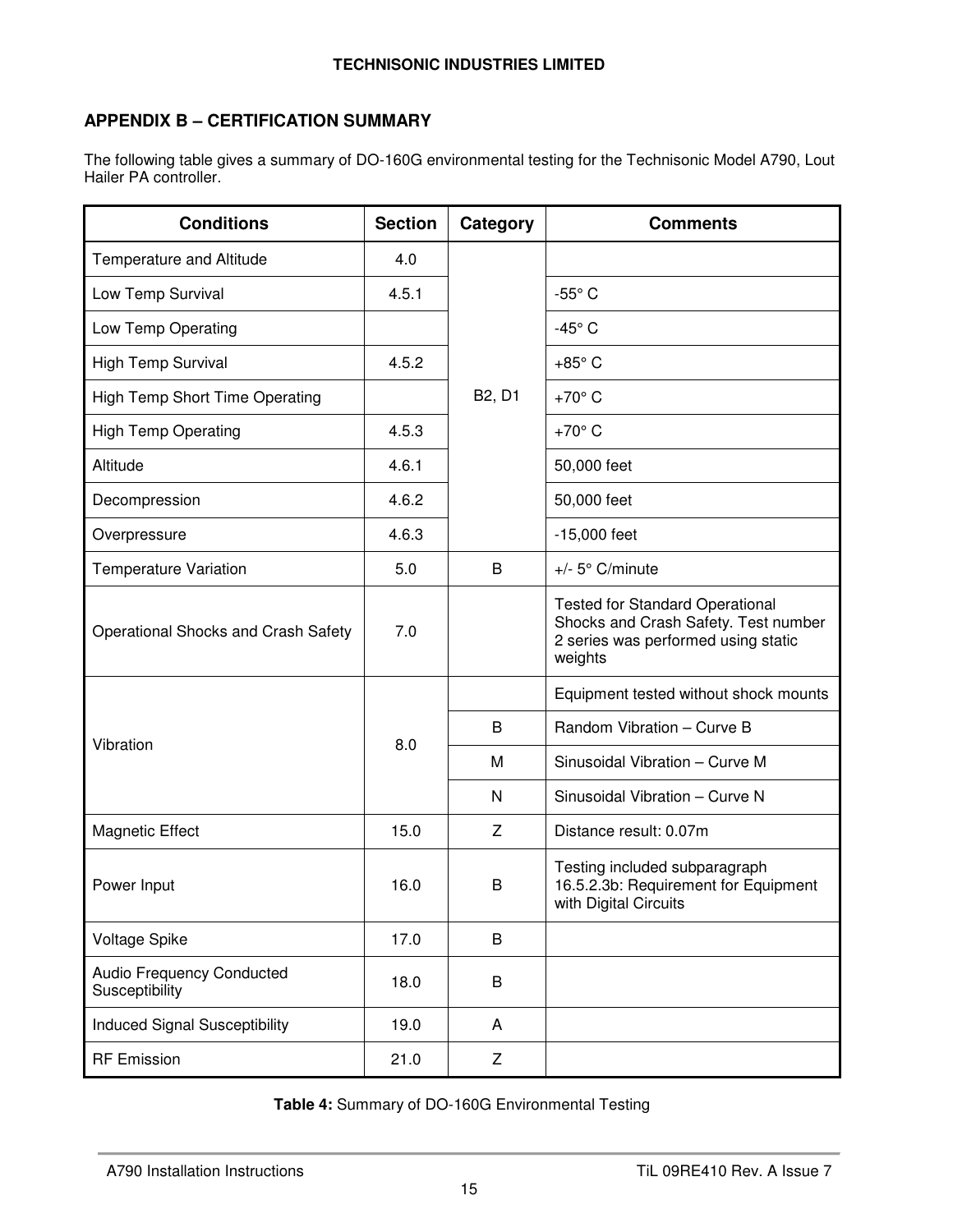## APPENDIX B – CERTIFICATION SUMMARY

The following table gives a summary of DO-160G environmental testing for the Technisonic Model A790, Lout Hailer PA controller.

| Conditions | Section | Category | Comments |
|---|---|---|---|
| Temperature and Altitude | 4.0 | B2, D1 | |
| Low Temp Survival | 4.5.1 | | -55° C |
| Low Temp Operating | | | -45° C |
| High Temp Survival | 4.5.2 | | +85° C |
| High Temp Short Time Operating | | | +70° C |
| High Temp Operating | 4.5.3 | | +70° C |
| Altitude | 4.6.1 | | 50,000 feet |
| Decompression | 4.6.2 | | 50,000 feet |
| Overpressure | 4.6.3 | | -15,000 feet |
| Temperature Variation | 5.0 | B | +/- 5° C/minute |
| Operational Shocks and Crash Safety | 7.0 | | Tested for Standard Operational Shocks and Crash Safety. Test number 2 series was performed using static weights |
| Vibration | 8.0 | | Equipment tested without shock mounts |
| | | B | Random Vibration – Curve B |
| | | M | Sinusoidal Vibration – Curve M |
| | | N | Sinusoidal Vibration – Curve N |
| Magnetic Effect | 15.0 | Z | Distance result: 0.07m |
| Power Input | 16.0 | B | Testing included subparagraph 16.5.2.3b: Requirement for Equipment with Digital Circuits |
| Voltage Spike | 17.0 | B | |
| Audio Frequency Conducted Susceptibility | 18.0 | B | |
| Induced Signal Susceptibility | 19.0 | A | |
| RF Emission | 21.0 | Z | |

**Table 4:** Summary of DO-160G Environmental Testing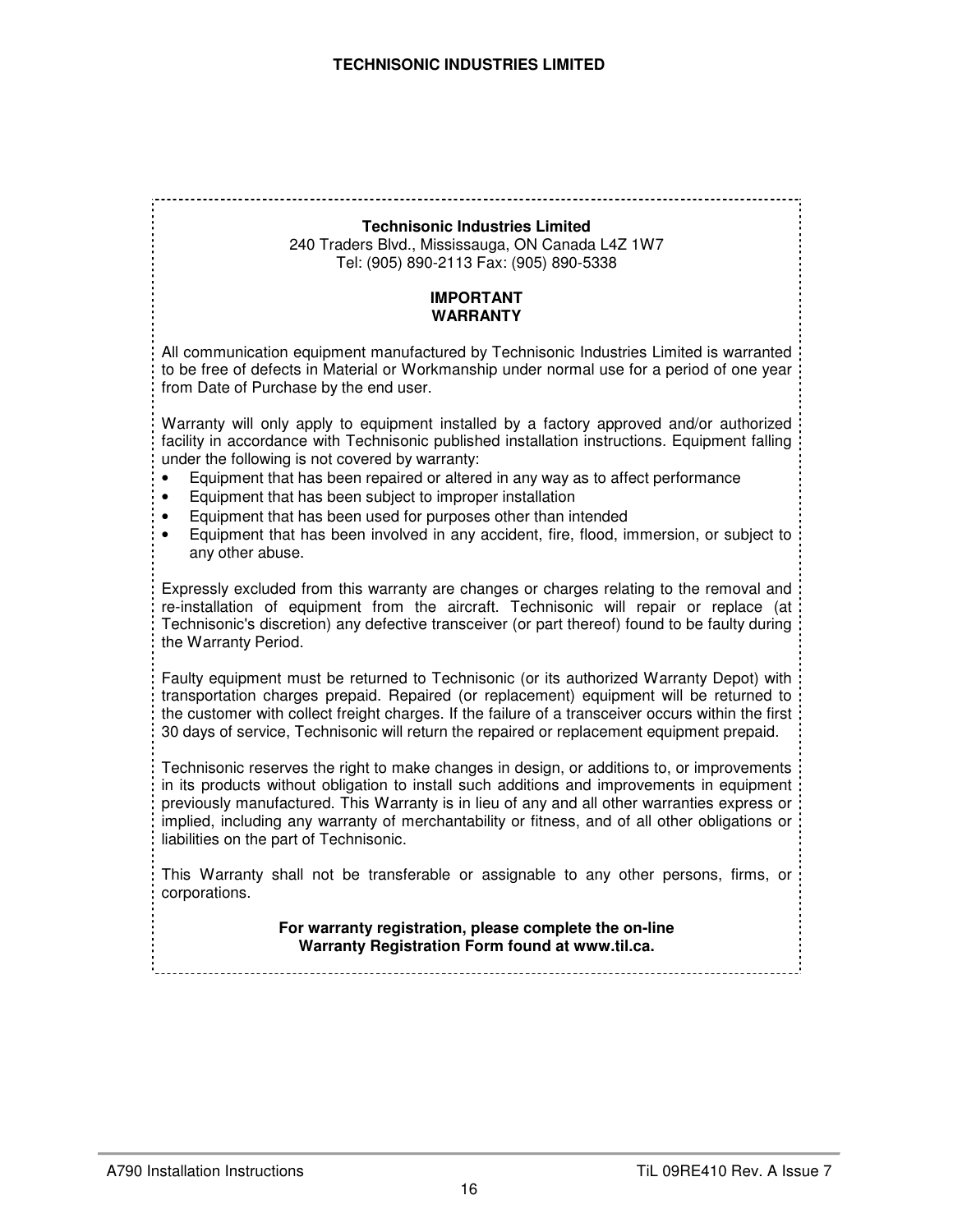**Technisonic Industries Limited**
240 Traders Blvd., Mississauga, ON Canada L4Z 1W7
Tel: (905) 890-2113 Fax: (905) 890-5338

**IMPORTANT**
**WARRANTY**

All communication equipment manufactured by Technisonic Industries Limited is warranted to be free of defects in Material or Workmanship under normal use for a period of one year from Date of Purchase by the end user.

Warranty will only apply to equipment installed by a factory approved and/or authorized facility in accordance with Technisonic published installation instructions. Equipment falling under the following is not covered by warranty:

- Equipment that has been repaired or altered in any way as to affect performance
- Equipment that has been subject to improper installation
- Equipment that has been used for purposes other than intended
- Equipment that has been involved in any accident, fire, flood, immersion, or subject to any other abuse.

Expressly excluded from this warranty are changes or charges relating to the removal and re-installation of equipment from the aircraft. Technisonic will repair or replace (at Technisonic's discretion) any defective transceiver (or part thereof) found to be faulty during the Warranty Period.

Faulty equipment must be returned to Technisonic (or its authorized Warranty Depot) with transportation charges prepaid. Repaired (or replacement) equipment will be returned to the customer with collect freight charges. If the failure of a transceiver occurs within the first 30 days of service, Technisonic will return the repaired or replacement equipment prepaid.

Technisonic reserves the right to make changes in design, or additions to, or improvements in its products without obligation to install such additions and improvements in equipment previously manufactured. This Warranty is in lieu of any and all other warranties express or implied, including any warranty of merchantability or fitness, and of all other obligations or liabilities on the part of Technisonic.

This Warranty shall not be transferable or assignable to any other persons, firms, or corporations.

**For warranty registration, please complete the on-line Warranty Registration Form found at www.til.ca.**